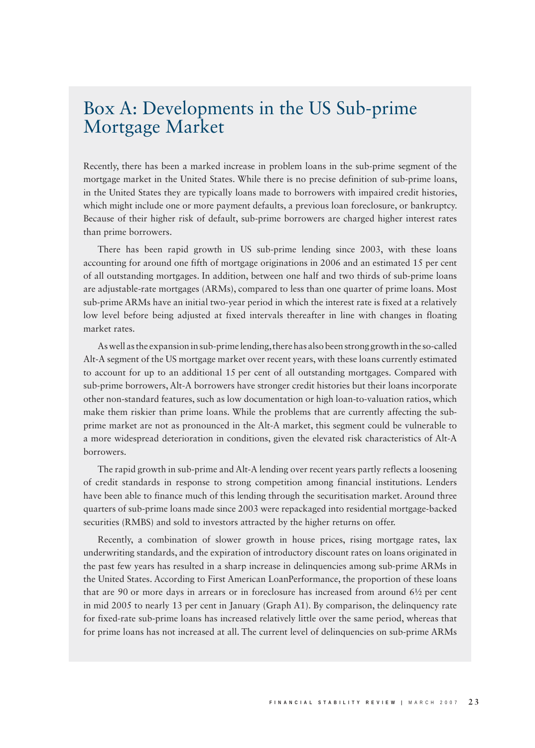# Box A: Developments in the US Sub-prime Mortgage Market

Recently, there has been a marked increase in problem loans in the sub-prime segment of the mortgage market in the United States. While there is no precise definition of sub-prime loans, in the United States they are typically loans made to borrowers with impaired credit histories, which might include one or more payment defaults, a previous loan foreclosure, or bankruptcy. Because of their higher risk of default, sub-prime borrowers are charged higher interest rates than prime borrowers.

There has been rapid growth in US sub-prime lending since 2003, with these loans accounting for around one fifth of mortgage originations in 2006 and an estimated 15 per cent of all outstanding mortgages. In addition, between one half and two thirds of sub-prime loans are adjustable-rate mortgages (ARMs), compared to less than one quarter of prime loans. Most sub-prime ARMs have an initial two-year period in which the interest rate is fixed at a relatively low level before being adjusted at fixed intervals thereafter in line with changes in floating market rates.

As well as the expansion in sub-prime lending, there has also been strong growth in the so-called Alt-A segment of the US mortgage market over recent years, with these loans currently estimated to account for up to an additional 15 per cent of all outstanding mortgages. Compared with sub-prime borrowers, Alt-A borrowers have stronger credit histories but their loans incorporate other non-standard features, such as low documentation or high loan-to-valuation ratios, which make them riskier than prime loans. While the problems that are currently affecting the sub-prime market are not as pronounced in the Alt-A market, this segment could be vulnerable to a more widespread deterioration in conditions, given the elevated risk characteristics of Alt-A borrowers.

The rapid growth in sub-prime and Alt-A lending over recent years partly reflects a loosening of credit standards in response to strong competition among financial institutions. Lenders have been able to finance much of this lending through the securitisation market. Around three quarters of sub-prime loans made since 2003 were repackaged into residential mortgage-backed securities (RMBS) and sold to investors attracted by the higher returns on offer.

Recently, a combination of slower growth in house prices, rising mortgage rates, lax underwriting standards, and the expiration of introductory discount rates on loans originated in the past few years has resulted in a sharp increase in delinquencies among sub-prime ARMs in the United States. According to First American LoanPerformance, the proportion of these loans that are 90 or more days in arrears or in foreclosure has increased from around 6½ per cent in mid 2005 to nearly 13 per cent in January (Graph A1). By comparison, the delinquency rate for fixed-rate sub-prime loans has increased relatively little over the same period, whereas that for prime loans has not increased at all. The current level of delinquencies on sub-prime ARMs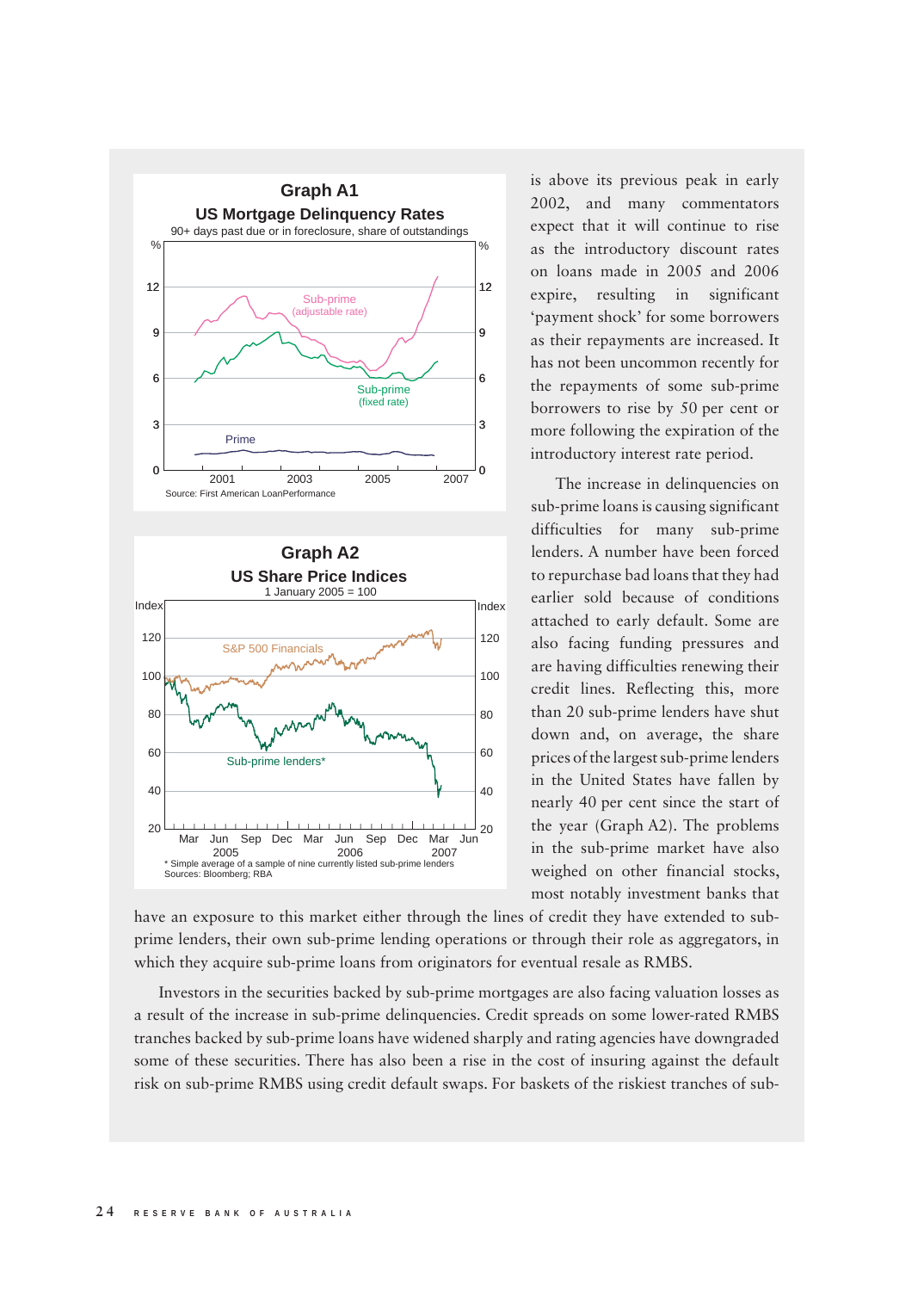is above its previous peak in early 2002, and many commentators expect that it will continue to rise as the introductory discount rates on loans made in 2005 and 2006 expire, resulting in significant 'payment shock' for some borrowers as their repayments are increased. It has not been uncommon recently for the repayments of some sub-prime borrowers to rise by 50 per cent or more following the expiration of the introductory interest rate period.

The increase in delinquencies on sub-prime loans is causing significant difficulties for many sub-prime lenders. A number have been forced to repurchase bad loans that they had earlier sold because of conditions attached to early default. Some are also facing funding pressures and are having difficulties renewing their credit lines. Reflecting this, more than 20 sub-prime lenders have shut down and, on average, the share prices of the largest sub-prime lenders in the United States have fallen by nearly 40 per cent since the start of the year (Graph A2). The problems in the sub-prime market have also weighed on other financial stocks, most notably investment banks that have an exposure to this market either through the lines of credit they have extended to sub-prime lenders, their own sub-prime lending operations or through their role as aggregators, in which they acquire sub-prime loans from originators for eventual resale as RMBS.

Investors in the securities backed by sub-prime mortgages are also facing valuation losses as a result of the increase in sub-prime delinquencies. Credit spreads on some lower-rated RMBS tranches backed by sub-prime loans have widened sharply and rating agencies have downgraded some of these securities. There has also been a rise in the cost of insuring against the default risk on sub-prime RMBS using credit default swaps. For baskets of the riskiest tranches of sub-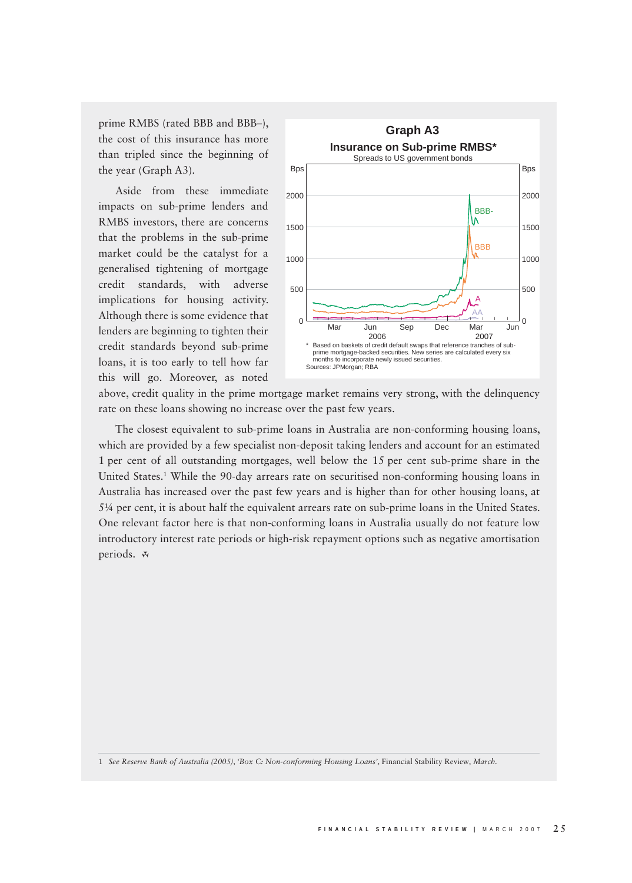prime RMBS (rated BBB and BBB–), the cost of this insurance has more than tripled since the beginning of the year (Graph A3).

Graph A3

Insurance on Sub-prime RMBS*

Spreads to US government bonds

Bps

2000

1500

1000

500

0

BBB-

BBB

A

AA

Mar

Jun

2006

Sep

Dec

Mar

2007

Jun

\* Based on baskets of credit default swaps that reference tranches of sub-prime mortgage-backed securities. New series are calculated every six months to incorporate newly issued securities.

Sources: JPMorgan; RBA

Aside from these immediate impacts on sub-prime lenders and RMBS investors, there are concerns that the problems in the sub-prime market could be the catalyst for a generalised tightening of mortgage credit standards, with adverse implications for housing activity. Although there is some evidence that lenders are beginning to tighten their credit standards beyond sub-prime loans, it is too early to tell how far this will go. Moreover, as noted above, credit quality in the prime mortgage market remains very strong, with the delinquency rate on these loans showing no increase over the past few years.

The closest equivalent to sub-prime loans in Australia are non-conforming housing loans, which are provided by a few specialist non-deposit taking lenders and account for an estimated 1 per cent of all outstanding mortgages, well below the 15 per cent sub-prime share in the United States.[1] While the 90-day arrears rate on securitised non-conforming housing loans in Australia has increased over the past few years and is higher than for other housing loans, at 5¼ per cent, it is about half the equivalent arrears rate on sub-prime loans in the United States. One relevant factor here is that non-conforming loans in Australia usually do not feature low introductory interest rate periods or high-risk repayment options such as negative amortisation periods.

1 *See Reserve Bank of Australia (2005), 'Box C: Non-conforming Housing Loans'*, Financial Stability Review, *March.*